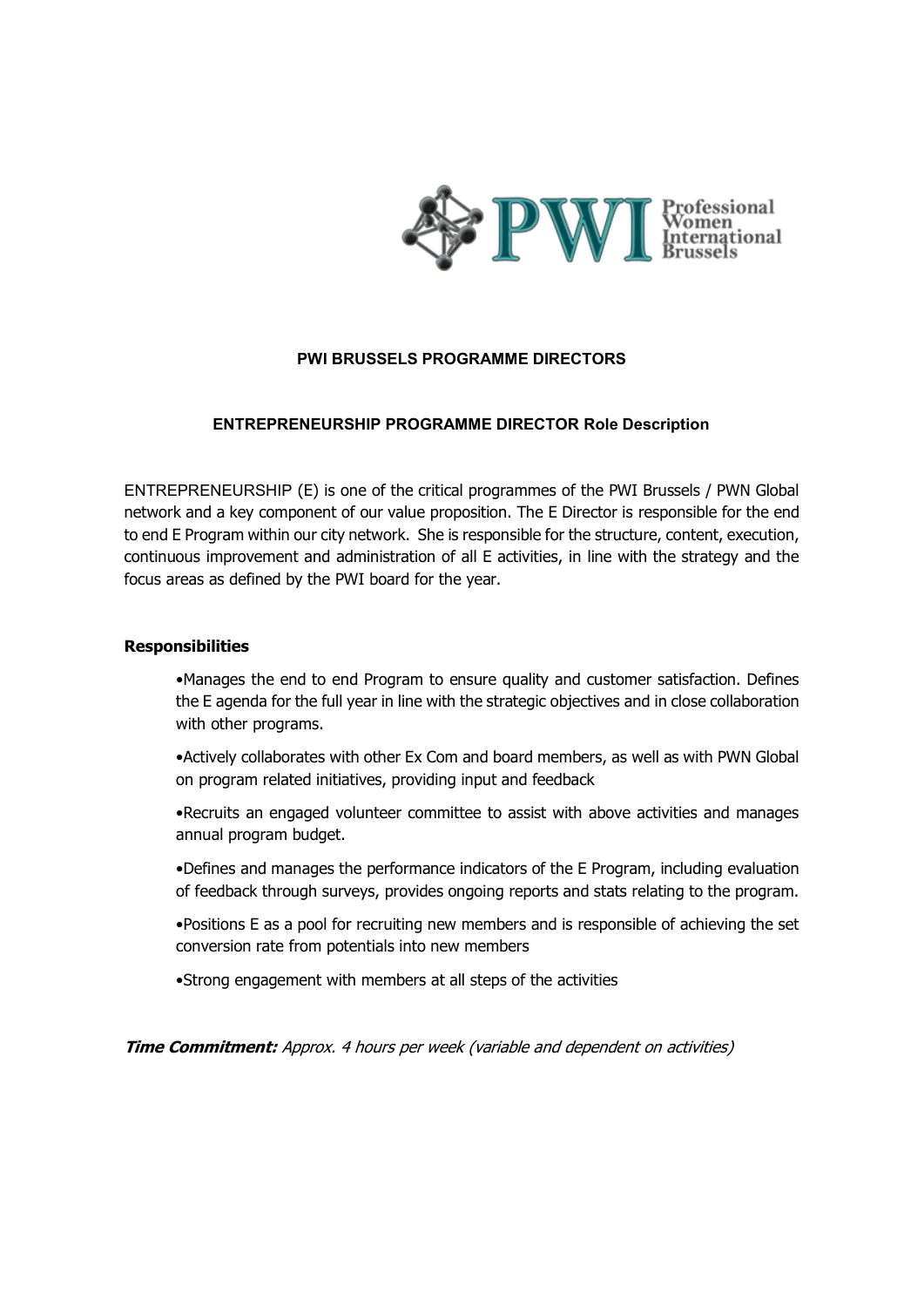Professional Women International Brussels

**PWI BRUSSELS PROGRAMME DIRECTORS**

**ENTREPRENEURSHIP PROGRAMME DIRECTOR Role Description**

ENTREPRENEURSHIP (E) is one of the critical programmes of the PWI Brussels / PWN Global network and a key component of our value proposition. The E Director is responsible for the end to end E Program within our city network. She is responsible for the structure, content, execution, continuous improvement and administration of all E activities, in line with the strategy and the focus areas as defined by the PWI board for the year.

**Responsibilities**

•Manages the end to end Program to ensure quality and customer satisfaction. Defines the E agenda for the full year in line with the strategic objectives and in close collaboration with other programs.

•Actively collaborates with other Ex Com and board members, as well as with PWN Global on program related initiatives, providing input and feedback

•Recruits an engaged volunteer committee to assist with above activities and manages annual program budget.

•Defines and manages the performance indicators of the E Program, including evaluation of feedback through surveys, provides ongoing reports and stats relating to the program.

•Positions E as a pool for recruiting new members and is responsible of achieving the set conversion rate from potentials into new members

•Strong engagement with members at all steps of the activities

***Time Commitment:*** *Approx. 4 hours per week (variable and dependent on activities)*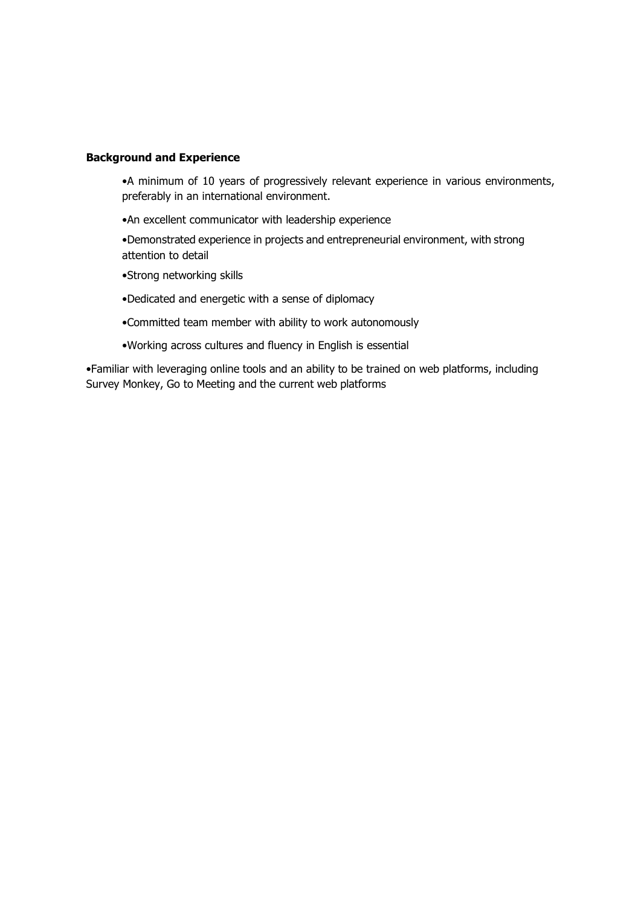**Background and Experience**

- A minimum of 10 years of progressively relevant experience in various environments, preferably in an international environment.
- An excellent communicator with leadership experience
- Demonstrated experience in projects and entrepreneurial environment, with strong attention to detail
- Strong networking skills
- Dedicated and energetic with a sense of diplomacy
- Committed team member with ability to work autonomously
- Working across cultures and fluency in English is essential

•Familiar with leveraging online tools and an ability to be trained on web platforms, including Survey Monkey, Go to Meeting and the current web platforms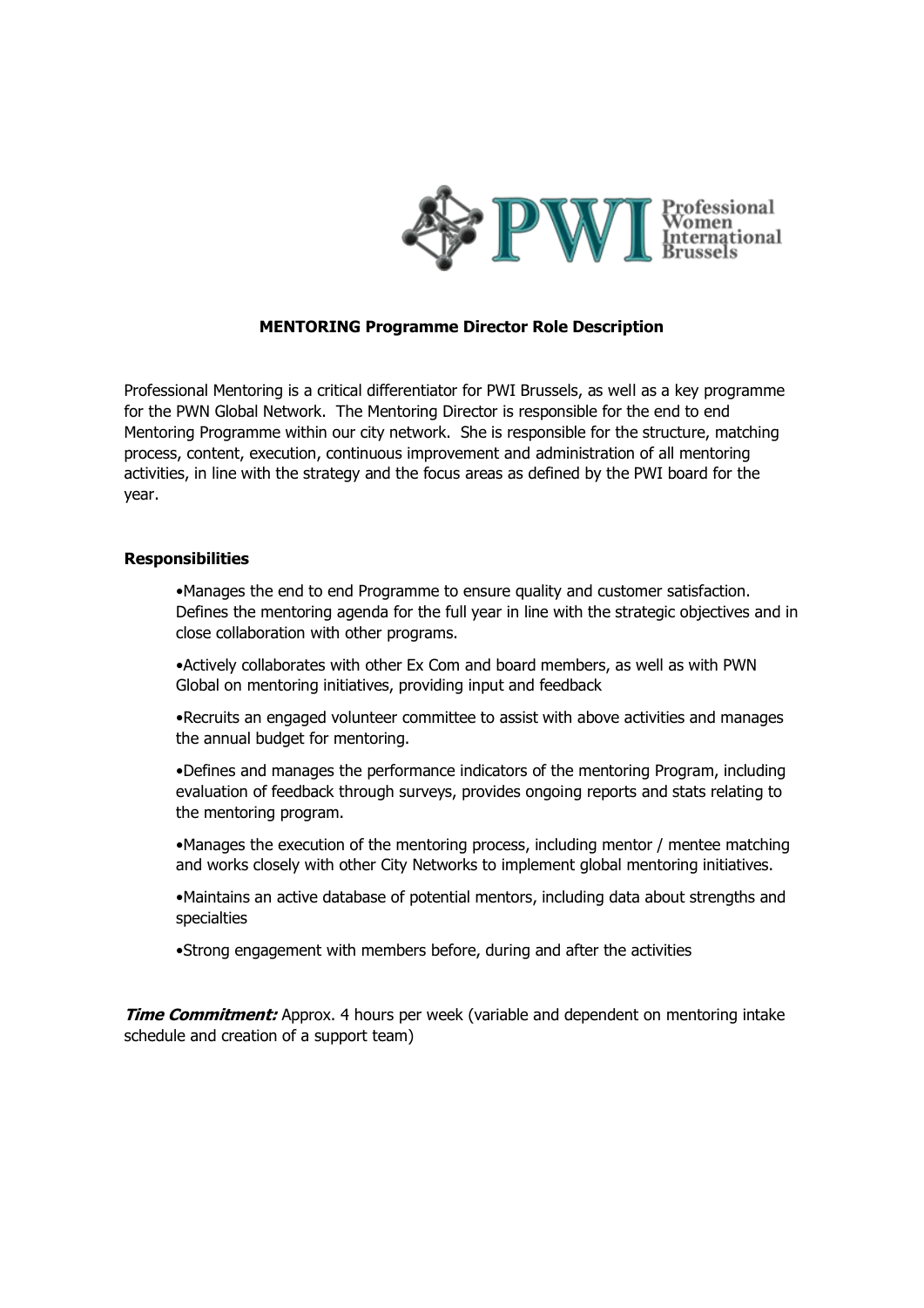**MENTORING Programme Director Role Description**

Professional Mentoring is a critical differentiator for PWI Brussels, as well as a key programme for the PWN Global Network. The Mentoring Director is responsible for the end to end Mentoring Programme within our city network. She is responsible for the structure, matching process, content, execution, continuous improvement and administration of all mentoring activities, in line with the strategy and the focus areas as defined by the PWI board for the year.

**Responsibilities**

- Manages the end to end Programme to ensure quality and customer satisfaction. Defines the mentoring agenda for the full year in line with the strategic objectives and in close collaboration with other programs.
- Actively collaborates with other Ex Com and board members, as well as with PWN Global on mentoring initiatives, providing input and feedback
- Recruits an engaged volunteer committee to assist with above activities and manages the annual budget for mentoring.
- Defines and manages the performance indicators of the mentoring Program, including evaluation of feedback through surveys, provides ongoing reports and stats relating to the mentoring program.
- Manages the execution of the mentoring process, including mentor / mentee matching and works closely with other City Networks to implement global mentoring initiatives.
- Maintains an active database of potential mentors, including data about strengths and specialties
- Strong engagement with members before, during and after the activities

***Time Commitment:*** Approx. 4 hours per week (variable and dependent on mentoring intake schedule and creation of a support team)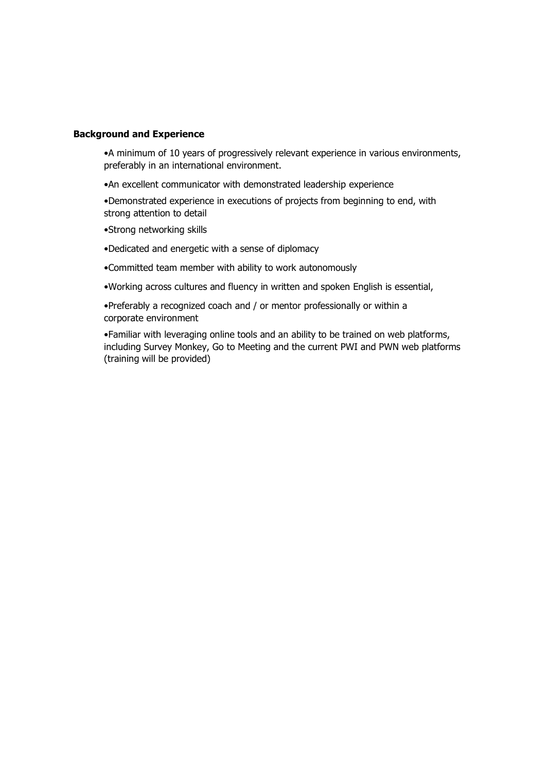**Background and Experience**

- A minimum of 10 years of progressively relevant experience in various environments, preferably in an international environment.
- An excellent communicator with demonstrated leadership experience
- Demonstrated experience in executions of projects from beginning to end, with strong attention to detail
- Strong networking skills
- Dedicated and energetic with a sense of diplomacy
- Committed team member with ability to work autonomously
- Working across cultures and fluency in written and spoken English is essential,
- Preferably a recognized coach and / or mentor professionally or within a corporate environment
- Familiar with leveraging online tools and an ability to be trained on web platforms, including Survey Monkey, Go to Meeting and the current PWI and PWN web platforms (training will be provided)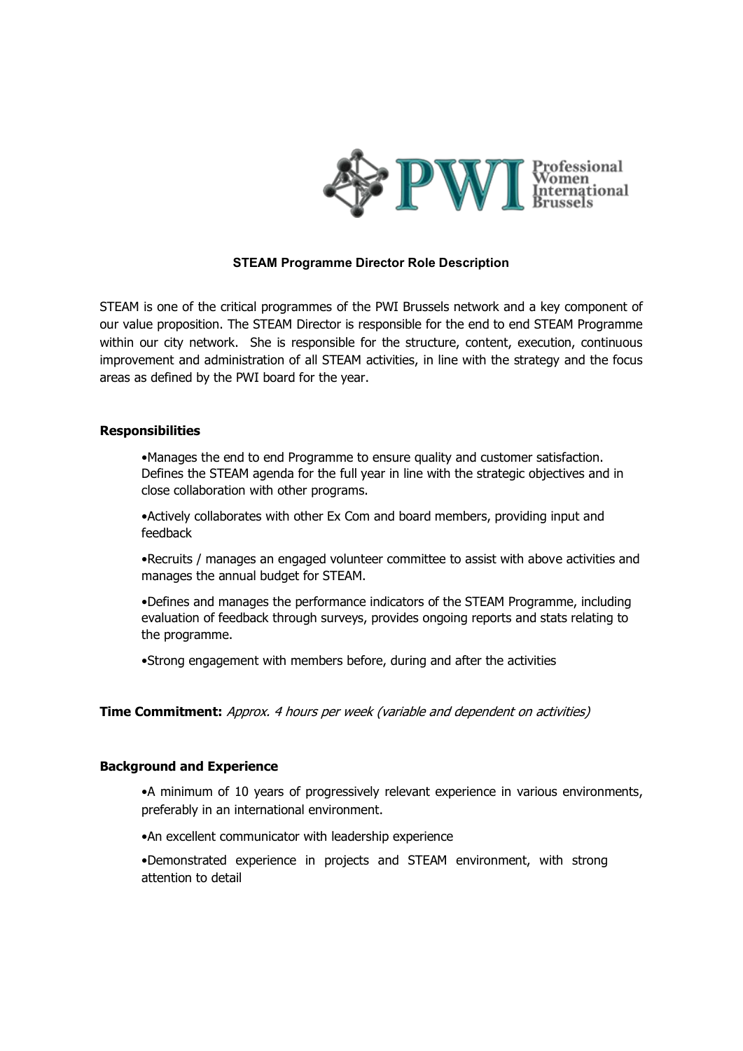Professional Women International Brussels

**STEAM Programme Director Role Description**

STEAM is one of the critical programmes of the PWI Brussels network and a key component of our value proposition. The STEAM Director is responsible for the end to end STEAM Programme within our city network. She is responsible for the structure, content, execution, continuous improvement and administration of all STEAM activities, in line with the strategy and the focus areas as defined by the PWI board for the year.

**Responsibilities**

- Manages the end to end Programme to ensure quality and customer satisfaction. Defines the STEAM agenda for the full year in line with the strategic objectives and in close collaboration with other programs.
- Actively collaborates with other Ex Com and board members, providing input and feedback
- Recruits / manages an engaged volunteer committee to assist with above activities and manages the annual budget for STEAM.
- Defines and manages the performance indicators of the STEAM Programme, including evaluation of feedback through surveys, provides ongoing reports and stats relating to the programme.
- Strong engagement with members before, during and after the activities

**Time Commitment:** *Approx. 4 hours per week (variable and dependent on activities)*

**Background and Experience**

- A minimum of 10 years of progressively relevant experience in various environments, preferably in an international environment.
- An excellent communicator with leadership experience
- Demonstrated experience in projects and STEAM environment, with strong attention to detail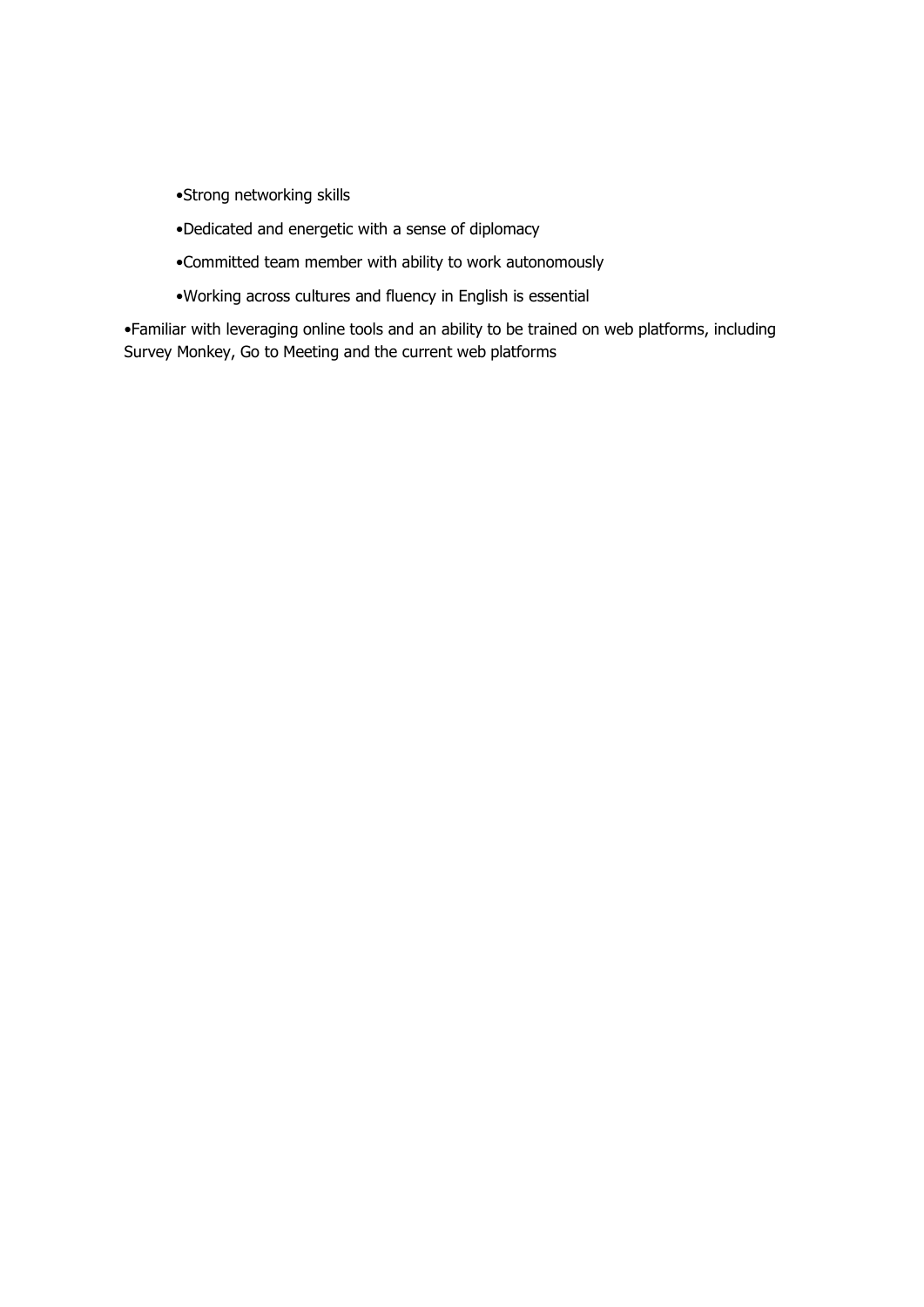- Strong networking skills
- Dedicated and energetic with a sense of diplomacy
- Committed team member with ability to work autonomously
- Working across cultures and fluency in English is essential

•Familiar with leveraging online tools and an ability to be trained on web platforms, including Survey Monkey, Go to Meeting and the current web platforms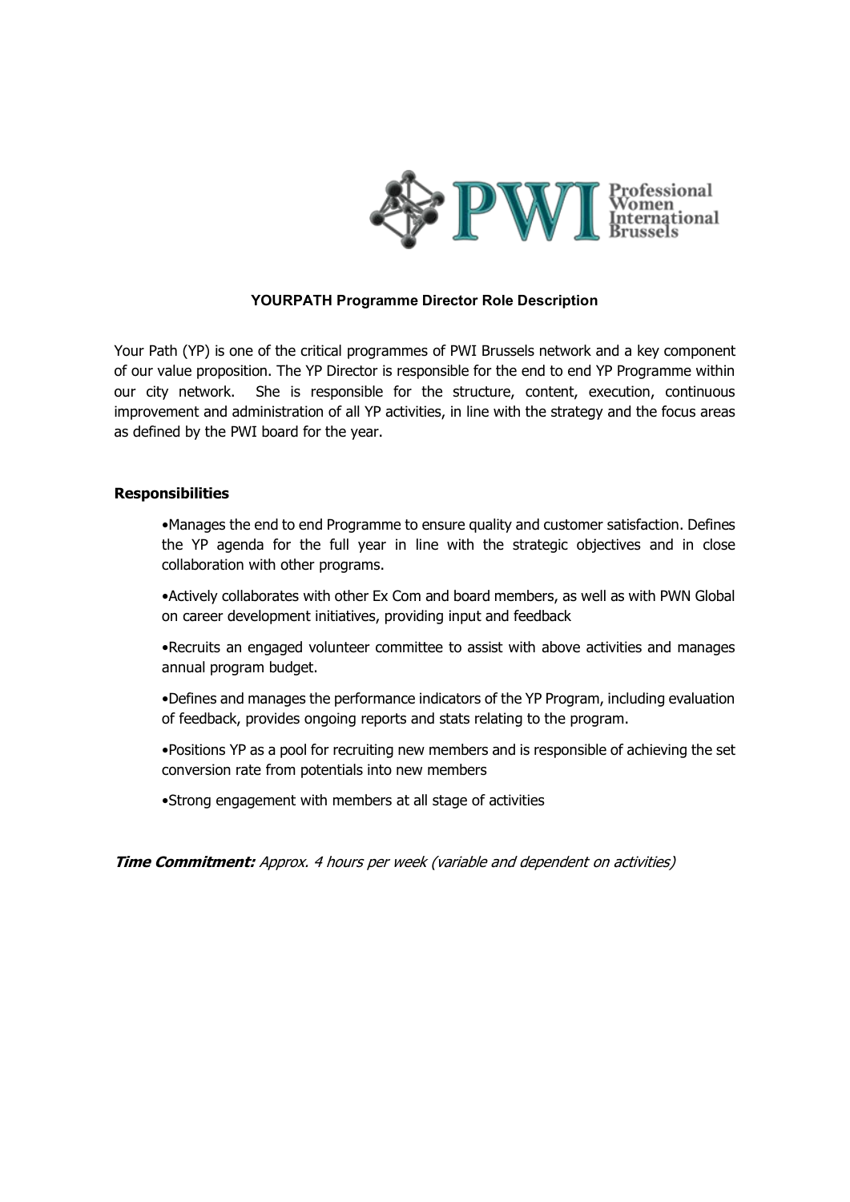## YOURPATH Programme Director Role Description

Your Path (YP) is one of the critical programmes of PWI Brussels network and a key component of our value proposition. The YP Director is responsible for the end to end YP Programme within our city network. She is responsible for the structure, content, execution, continuous improvement and administration of all YP activities, in line with the strategy and the focus areas as defined by the PWI board for the year.

### Responsibilities

- Manages the end to end Programme to ensure quality and customer satisfaction. Defines the YP agenda for the full year in line with the strategic objectives and in close collaboration with other programs.
- Actively collaborates with other Ex Com and board members, as well as with PWN Global on career development initiatives, providing input and feedback
- Recruits an engaged volunteer committee to assist with above activities and manages annual program budget.
- Defines and manages the performance indicators of the YP Program, including evaluation of feedback, provides ongoing reports and stats relating to the program.
- Positions YP as a pool for recruiting new members and is responsible of achieving the set conversion rate from potentials into new members
- Strong engagement with members at all stage of activities

***Time Commitment:*** *Approx. 4 hours per week (variable and dependent on activities)*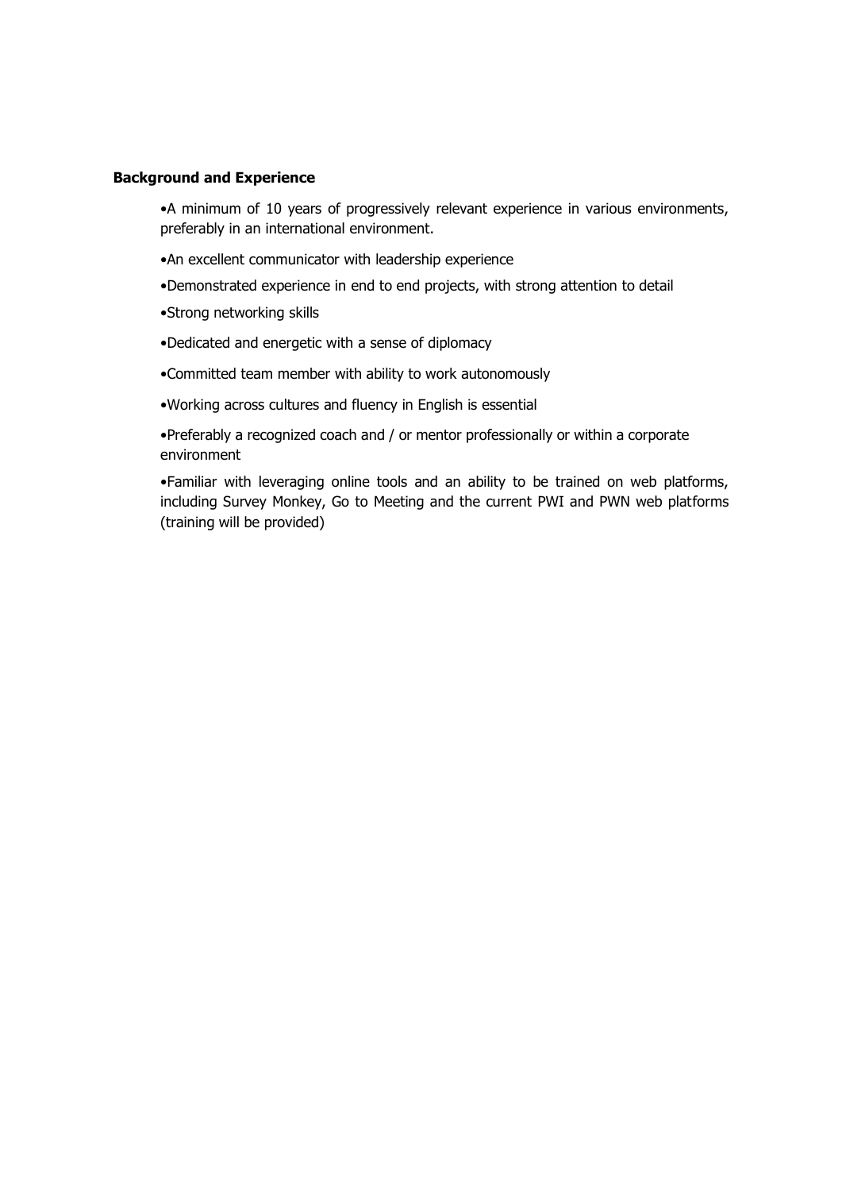**Background and Experience**

- A minimum of 10 years of progressively relevant experience in various environments, preferably in an international environment.
- An excellent communicator with leadership experience
- Demonstrated experience in end to end projects, with strong attention to detail
- Strong networking skills
- Dedicated and energetic with a sense of diplomacy
- Committed team member with ability to work autonomously
- Working across cultures and fluency in English is essential
- Preferably a recognized coach and / or mentor professionally or within a corporate environment
- Familiar with leveraging online tools and an ability to be trained on web platforms, including Survey Monkey, Go to Meeting and the current PWI and PWN web platforms (training will be provided)